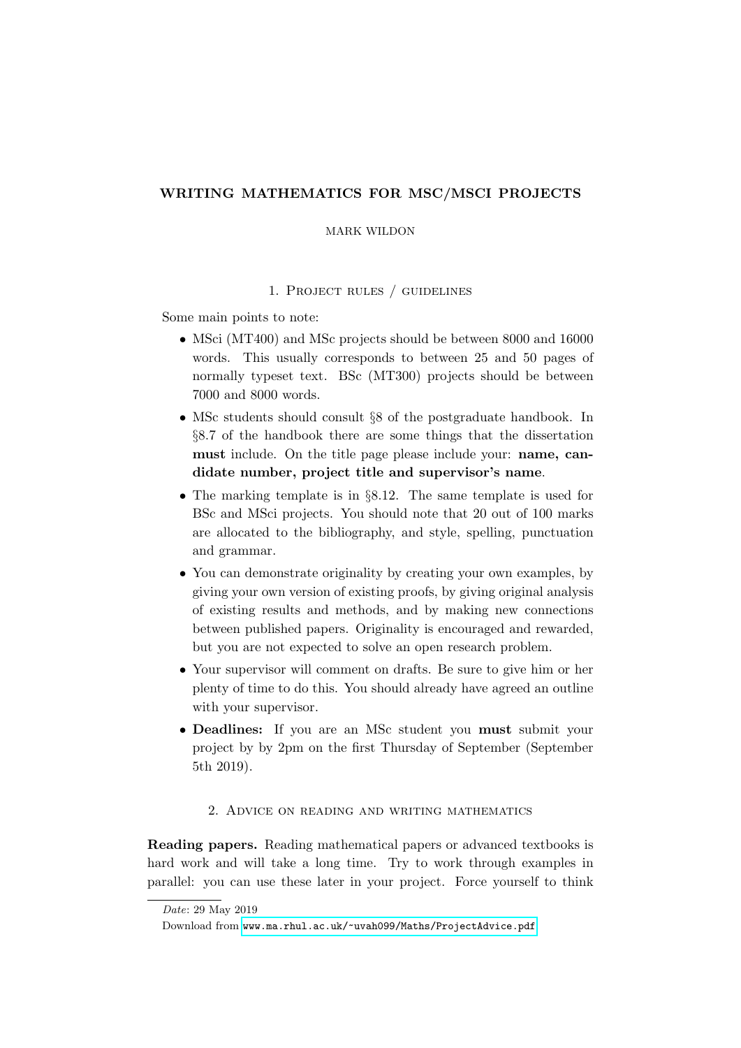# WRITING MATHEMATICS FOR MSC/MSCI PROJECTS

MARK WILDON

## 1. Project rules / guidelines

Some main points to note:

- MSci (MT400) and MSc projects should be between 8000 and 16000 words. This usually corresponds to between 25 and 50 pages of normally typeset text. BSc (MT300) projects should be between 7000 and 8000 words.
- MSc students should consult §8 of the postgraduate handbook. In §8.7 of the handbook there are some things that the dissertation **must** include. On the title page please include your: **name, candidate number, project title and supervisor's name**.
- The marking template is in §8.12. The same template is used for BSc and MSci projects. You should note that 20 out of 100 marks are allocated to the bibliography, and style, spelling, punctuation and grammar.
- You can demonstrate originality by creating your own examples, by giving your own version of existing proofs, by giving original analysis of existing results and methods, and by making new connections between published papers. Originality is encouraged and rewarded, but you are not expected to solve an open research problem.
- Your supervisor will comment on drafts. Be sure to give him or her plenty of time to do this. You should already have agreed an outline with your supervisor.
- **Deadlines:** If you are an MSc student you **must** submit your project by by 2pm on the first Thursday of September (September 5th 2019).

## 2. Advice on reading and writing mathematics

**Reading papers.** Reading mathematical papers or advanced textbooks is hard work and will take a long time. Try to work through examples in parallel: you can use these later in your project. Force yourself to think

*Date*: 29 May 2019

Download from www.ma.rhul.ac.uk/~uvah099/Maths/ProjectAdvice.pdf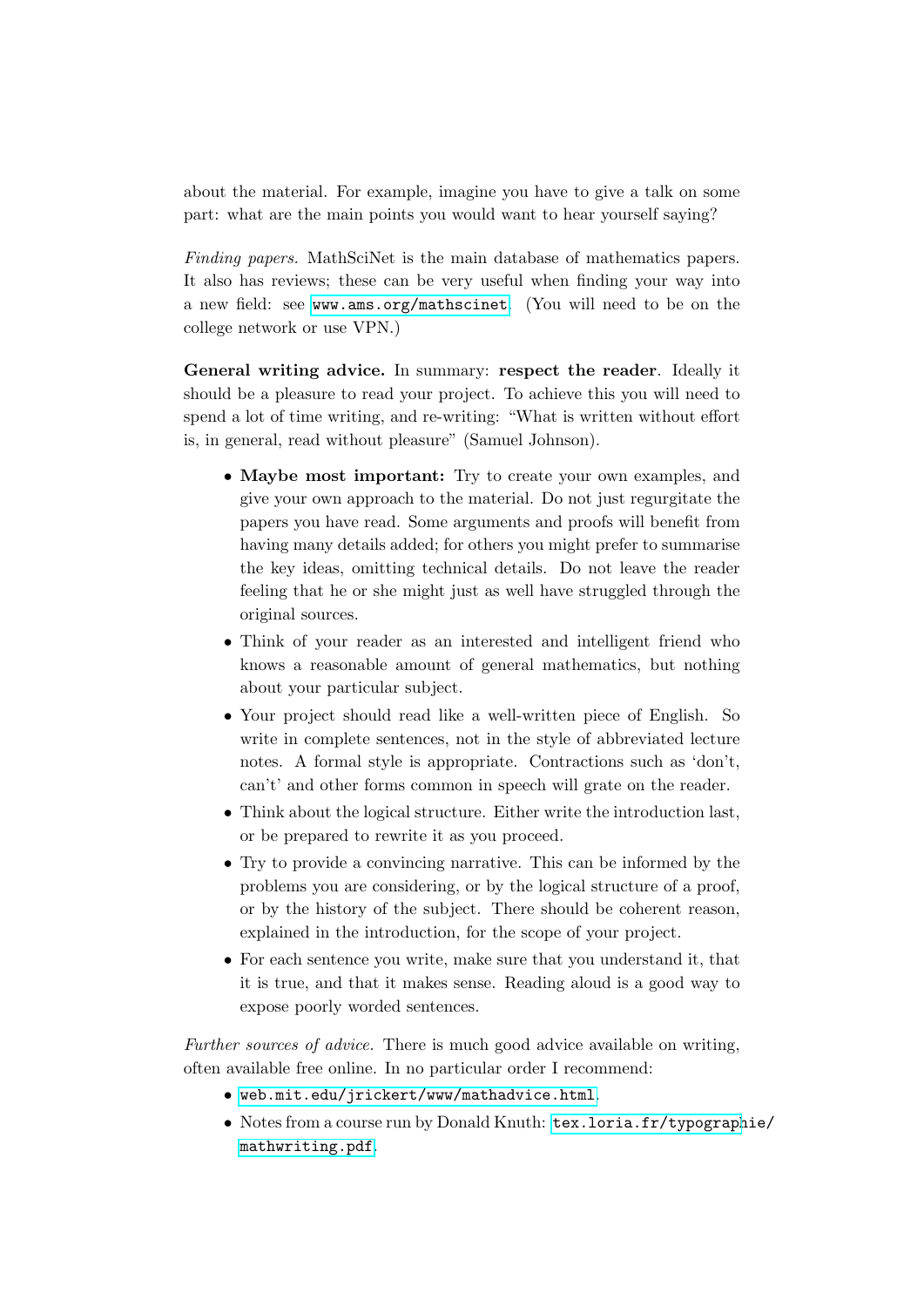about the material. For example, imagine you have to give a talk on some part: what are the main points you would want to hear yourself saying?

*Finding papers.* MathSciNet is the main database of mathematics papers. It also has reviews; these can be very useful when finding your way into a new field: see `www.ams.org/mathscinet`. (You will need to be on the college network or use VPN.)

**General writing advice.** In summary: **respect the reader**. Ideally it should be a pleasure to read your project. To achieve this you will need to spend a lot of time writing, and re-writing: "What is written without effort is, in general, read without pleasure" (Samuel Johnson).

- **Maybe most important:** Try to create your own examples, and give your own approach to the material. Do not just regurgitate the papers you have read. Some arguments and proofs will benefit from having many details added; for others you might prefer to summarise the key ideas, omitting technical details. Do not leave the reader feeling that he or she might just as well have struggled through the original sources.
- Think of your reader as an interested and intelligent friend who knows a reasonable amount of general mathematics, but nothing about your particular subject.
- Your project should read like a well-written piece of English. So write in complete sentences, not in the style of abbreviated lecture notes. A formal style is appropriate. Contractions such as 'don't, can't' and other forms common in speech will grate on the reader.
- Think about the logical structure. Either write the introduction last, or be prepared to rewrite it as you proceed.
- Try to provide a convincing narrative. This can be informed by the problems you are considering, or by the logical structure of a proof, or by the history of the subject. There should be coherent reason, explained in the introduction, for the scope of your project.
- For each sentence you write, make sure that you understand it, that it is true, and that it makes sense. Reading aloud is a good way to expose poorly worded sentences.

*Further sources of advice.* There is much good advice available on writing, often available free online. In no particular order I recommend:

- `web.mit.edu/jrickert/www/mathadvice.html`.
- Notes from a course run by Donald Knuth: `tex.loria.fr/typographie/mathwriting.pdf`.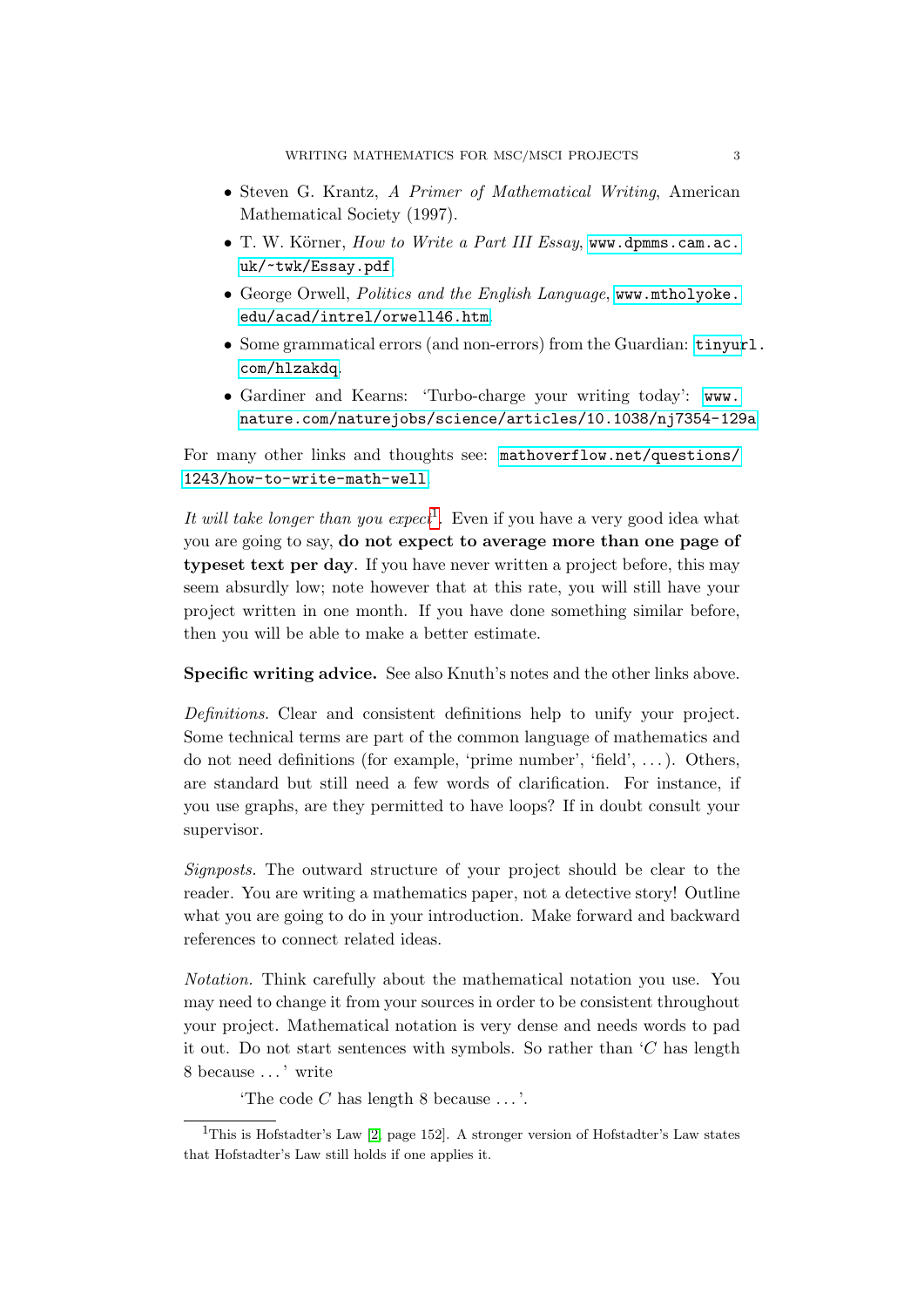- Steven G. Krantz, *A Primer of Mathematical Writing*, American Mathematical Society (1997).
- T. W. Körner, *How to Write a Part III Essay*, www.dpmms.cam.ac.uk/~twk/Essay.pdf.
- George Orwell, *Politics and the English Language*, www.mtholyoke.edu/acad/intrel/orwell46.htm.
- Some grammatical errors (and non-errors) from the Guardian: tinyurl.com/hlzakdq.
- Gardiner and Kearns: 'Turbo-charge your writing today': www.nature.com/naturejobs/science/articles/10.1038/nj7354-129a

For many other links and thoughts see: mathoverflow.net/questions/1243/how-to-write-math-well

*It will take longer than you expect*[1]. Even if you have a very good idea what you are going to say, **do not expect to average more than one page of typeset text per day**. If you have never written a project before, this may seem absurdly low; note however that at this rate, you will still have your project written in one month. If you have done something similar before, then you will be able to make a better estimate.

**Specific writing advice.** See also Knuth's notes and the other links above.

*Definitions.* Clear and consistent definitions help to unify your project. Some technical terms are part of the common language of mathematics and do not need definitions (for example, 'prime number', 'field', ...). Others, are standard but still need a few words of clarification. For instance, if you use graphs, are they permitted to have loops? If in doubt consult your supervisor.

*Signposts.* The outward structure of your project should be clear to the reader. You are writing a mathematics paper, not a detective story! Outline what you are going to do in your introduction. Make forward and backward references to connect related ideas.

*Notation.* Think carefully about the mathematical notation you use. You may need to change it from your sources in order to be consistent throughout your project. Mathematical notation is very dense and needs words to pad it out. Do not start sentences with symbols. So rather than '$C$ has length 8 because ... ' write

> 'The code $C$ has length 8 because ...'.

[1] This is Hofstadter's Law [2, page 152]. A stronger version of Hofstadter's Law states that Hofstadter's Law still holds if one applies it.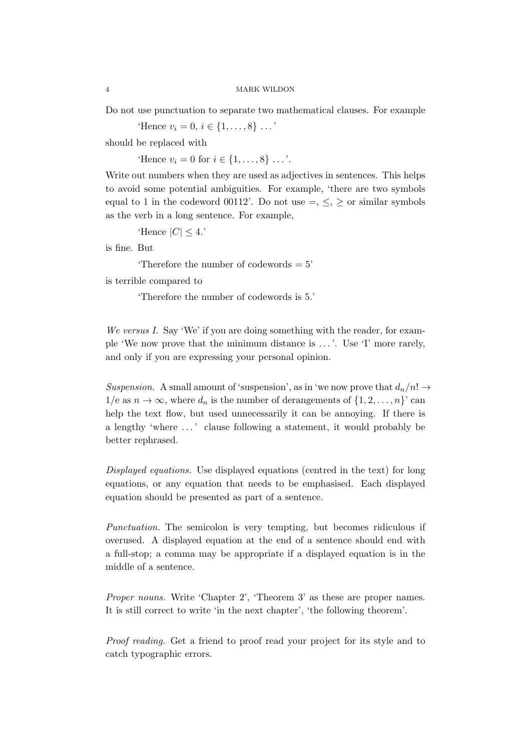Do not use punctuation to separate two mathematical clauses. For example

> 'Hence $v_i = 0$, $i \in \{1, \ldots, 8\}$ ...'

should be replaced with

> 'Hence $v_i = 0$ for $i \in \{1, \ldots, 8\}$ ...'.

Write out numbers when they are used as adjectives in sentences. This helps to avoid some potential ambiguities. For example, 'there are two symbols equal to 1 in the codeword 00112'. Do not use $=$, $\leq$, $\geq$ or similar symbols as the verb in a long sentence. For example,

> 'Hence $|C| \leq 4$.'

is fine. But

> 'Therefore the number of codewords $= 5$'

is terrible compared to

> 'Therefore the number of codewords is 5.'

*We versus I.* Say 'We' if you are doing something with the reader, for example 'We now prove that the minimum distance is ...'. Use 'I' more rarely, and only if you are expressing your personal opinion.

*Suspension.* A small amount of 'suspension', as in 'we now prove that $d_n/n! \to 1/\mathrm{e}$ as $n \to \infty$, where $d_n$ is the number of derangements of $\{1, 2, \ldots, n\}$' can help the text flow, but used unnecessarily it can be annoying. If there is a lengthy 'where ...' clause following a statement, it would probably be better rephrased.

*Displayed equations.* Use displayed equations (centred in the text) for long equations, or any equation that needs to be emphasised. Each displayed equation should be presented as part of a sentence.

*Punctuation.* The semicolon is very tempting, but becomes ridiculous if overused. A displayed equation at the end of a sentence should end with a full-stop; a comma may be appropriate if a displayed equation is in the middle of a sentence.

*Proper nouns.* Write 'Chapter 2', 'Theorem 3' as these are proper names. It is still correct to write 'in the next chapter', 'the following theorem'.

*Proof reading.* Get a friend to proof read your project for its style and to catch typographic errors.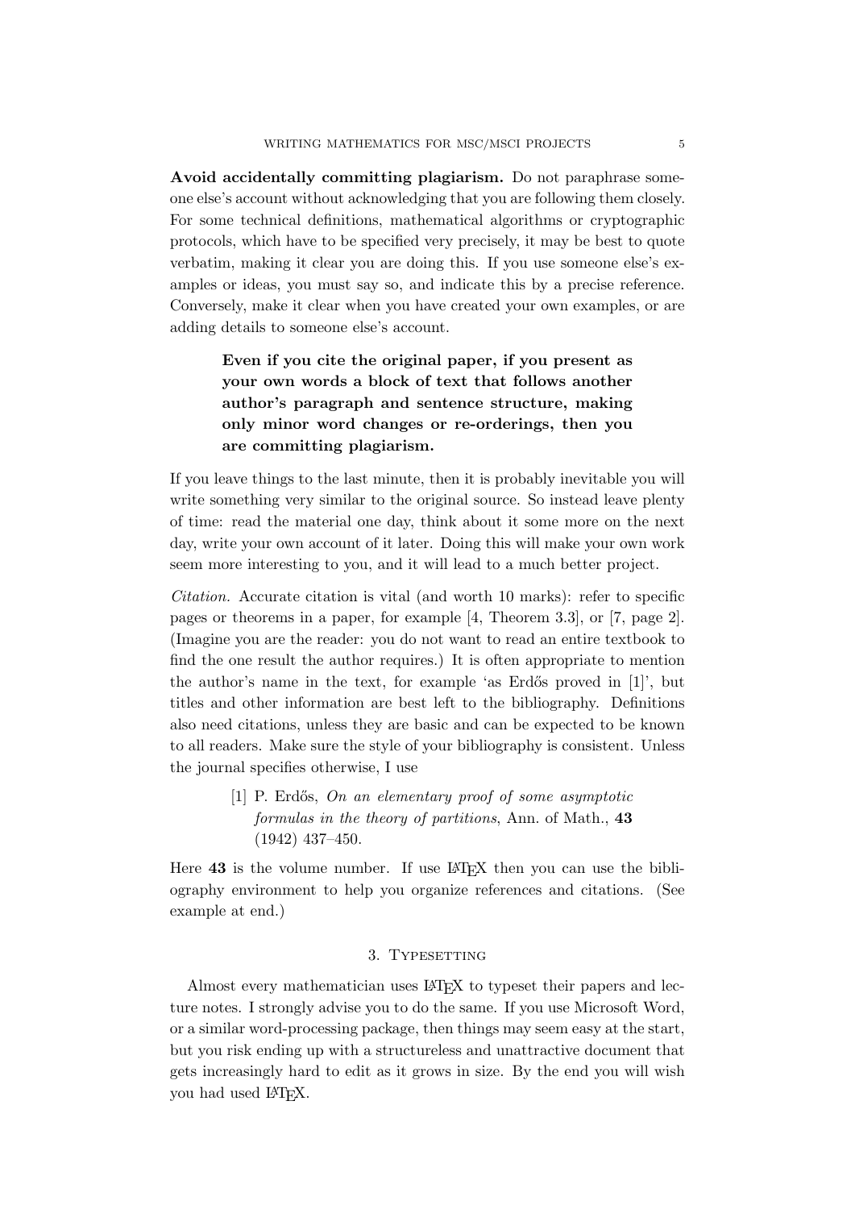**Avoid accidentally committing plagiarism.** Do not paraphrase someone else's account without acknowledging that you are following them closely. For some technical definitions, mathematical algorithms or cryptographic protocols, which have to be specified very precisely, it may be best to quote verbatim, making it clear you are doing this. If you use someone else's examples or ideas, you must say so, and indicate this by a precise reference. Conversely, make it clear when you have created your own examples, or are adding details to someone else's account.

> **Even if you cite the original paper, if you present as your own words a block of text that follows another author's paragraph and sentence structure, making only minor word changes or re-orderings, then you are committing plagiarism.**

If you leave things to the last minute, then it is probably inevitable you will write something very similar to the original source. So instead leave plenty of time: read the material one day, think about it some more on the next day, write your own account of it later. Doing this will make your own work seem more interesting to you, and it will lead to a much better project.

*Citation.* Accurate citation is vital (and worth 10 marks): refer to specific pages or theorems in a paper, for example [4, Theorem 3.3], or [7, page 2]. (Imagine you are the reader: you do not want to read an entire textbook to find the one result the author requires.) It is often appropriate to mention the author's name in the text, for example 'as Erdős proved in [1]', but titles and other information are best left to the bibliography. Definitions also need citations, unless they are basic and can be expected to be known to all readers. Make sure the style of your bibliography is consistent. Unless the journal specifies otherwise, I use

> [1] P. Erdős, *On an elementary proof of some asymptotic formulas in the theory of partitions*, Ann. of Math., **43** (1942) 437–450.

Here **43** is the volume number. If use LaTeX then you can use the bibliography environment to help you organize references and citations. (See example at end.)

## 3. Typesetting

Almost every mathematician uses LaTeX to typeset their papers and lecture notes. I strongly advise you to do the same. If you use Microsoft Word, or a similar word-processing package, then things may seem easy at the start, but you risk ending up with a structureless and unattractive document that gets increasingly hard to edit as it grows in size. By the end you will wish you had used LaTeX.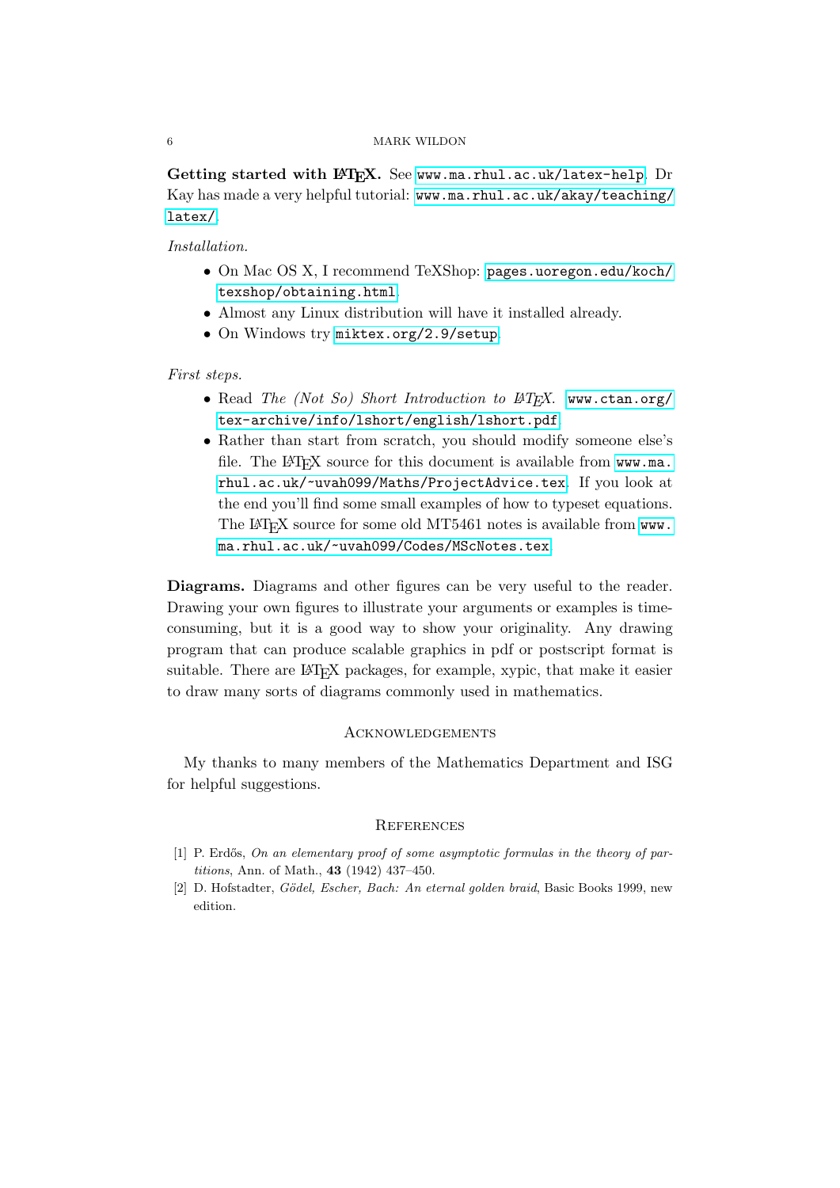**Getting started with LaTeX.** See `www.ma.rhul.ac.uk/latex-help`. Dr Kay has made a very helpful tutorial: `www.ma.rhul.ac.uk/akay/teaching/latex/`.

*Installation.*

- On Mac OS X, I recommend TeXShop: `pages.uoregon.edu/koch/texshop/obtaining.html`.
- Almost any Linux distribution will have it installed already.
- On Windows try `miktex.org/2.9/setup`.

*First steps.*

- Read *The (Not So) Short Introduction to LaTeX*. `www.ctan.org/tex-archive/info/lshort/english/lshort.pdf`
- Rather than start from scratch, you should modify someone else's file. The LaTeX source for this document is available from `www.ma.rhul.ac.uk/~uvah099/Maths/ProjectAdvice.tex`. If you look at the end you'll find some small examples of how to typeset equations. The LaTeX source for some old MT5461 notes is available from `www.ma.rhul.ac.uk/~uvah099/Codes/MScNotes.tex`.

**Diagrams.** Diagrams and other figures can be very useful to the reader. Drawing your own figures to illustrate your arguments or examples is time-consuming, but it is a good way to show your originality. Any drawing program that can produce scalable graphics in pdf or postscript format is suitable. There are LaTeX packages, for example, xypic, that make it easier to draw many sorts of diagrams commonly used in mathematics.

## Acknowledgements

My thanks to many members of the Mathematics Department and ISG for helpful suggestions.

## References

[1] P. Erdős, *On an elementary proof of some asymptotic formulas in the theory of partitions*, Ann. of Math., **43** (1942) 437–450.

[2] D. Hofstadter, *Gödel, Escher, Bach: An eternal golden braid*, Basic Books 1999, new edition.